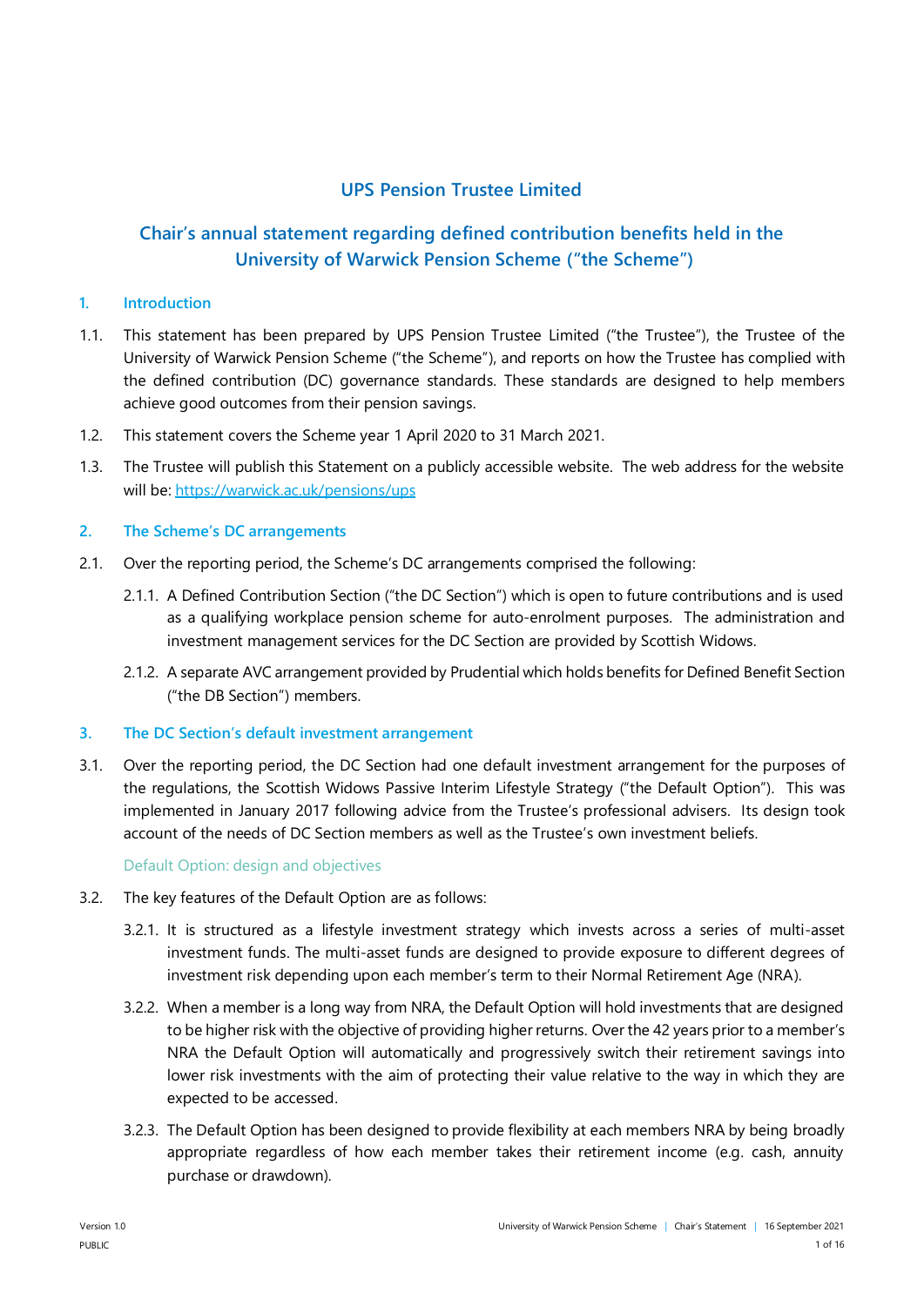# UPS Pension Trustee Limited

## Chair's annual statement regarding defined contribution benefits held in the University of Warwick Pension Scheme ("the Scheme")

### 1. Introduction

1.1. This statement has been prepared by UPS Pension Trustee Limited ("the Trustee"), the Trustee of the University of Warwick Pension Scheme ("the Scheme"), and reports on how the Trustee has complied with the defined contribution (DC) governance standards. These standards are designed to help members achieve good outcomes from their pension savings.

1.2. This statement covers the Scheme year 1 April 2020 to 31 March 2021.

1.3. The Trustee will publish this Statement on a publicly accessible website. The web address for the website will be: https://warwick.ac.uk/pensions/ups

### 2. The Scheme's DC arrangements

2.1. Over the reporting period, the Scheme's DC arrangements comprised the following:

2.1.1. A Defined Contribution Section ("the DC Section") which is open to future contributions and is used as a qualifying workplace pension scheme for auto-enrolment purposes. The administration and investment management services for the DC Section are provided by Scottish Widows.

2.1.2. A separate AVC arrangement provided by Prudential which holds benefits for Defined Benefit Section ("the DB Section") members.

### 3. The DC Section's default investment arrangement

3.1. Over the reporting period, the DC Section had one default investment arrangement for the purposes of the regulations, the Scottish Widows Passive Interim Lifestyle Strategy ("the Default Option"). This was implemented in January 2017 following advice from the Trustee's professional advisers. Its design took account of the needs of DC Section members as well as the Trustee's own investment beliefs.

#### Default Option: design and objectives

3.2. The key features of the Default Option are as follows:

3.2.1. It is structured as a lifestyle investment strategy which invests across a series of multi-asset investment funds. The multi-asset funds are designed to provide exposure to different degrees of investment risk depending upon each member's term to their Normal Retirement Age (NRA).

3.2.2. When a member is a long way from NRA, the Default Option will hold investments that are designed to be higher risk with the objective of providing higher returns. Over the 42 years prior to a member's NRA the Default Option will automatically and progressively switch their retirement savings into lower risk investments with the aim of protecting their value relative to the way in which they are expected to be accessed.

3.2.3. The Default Option has been designed to provide flexibility at each members NRA by being broadly appropriate regardless of how each member takes their retirement income (e.g. cash, annuity purchase or drawdown).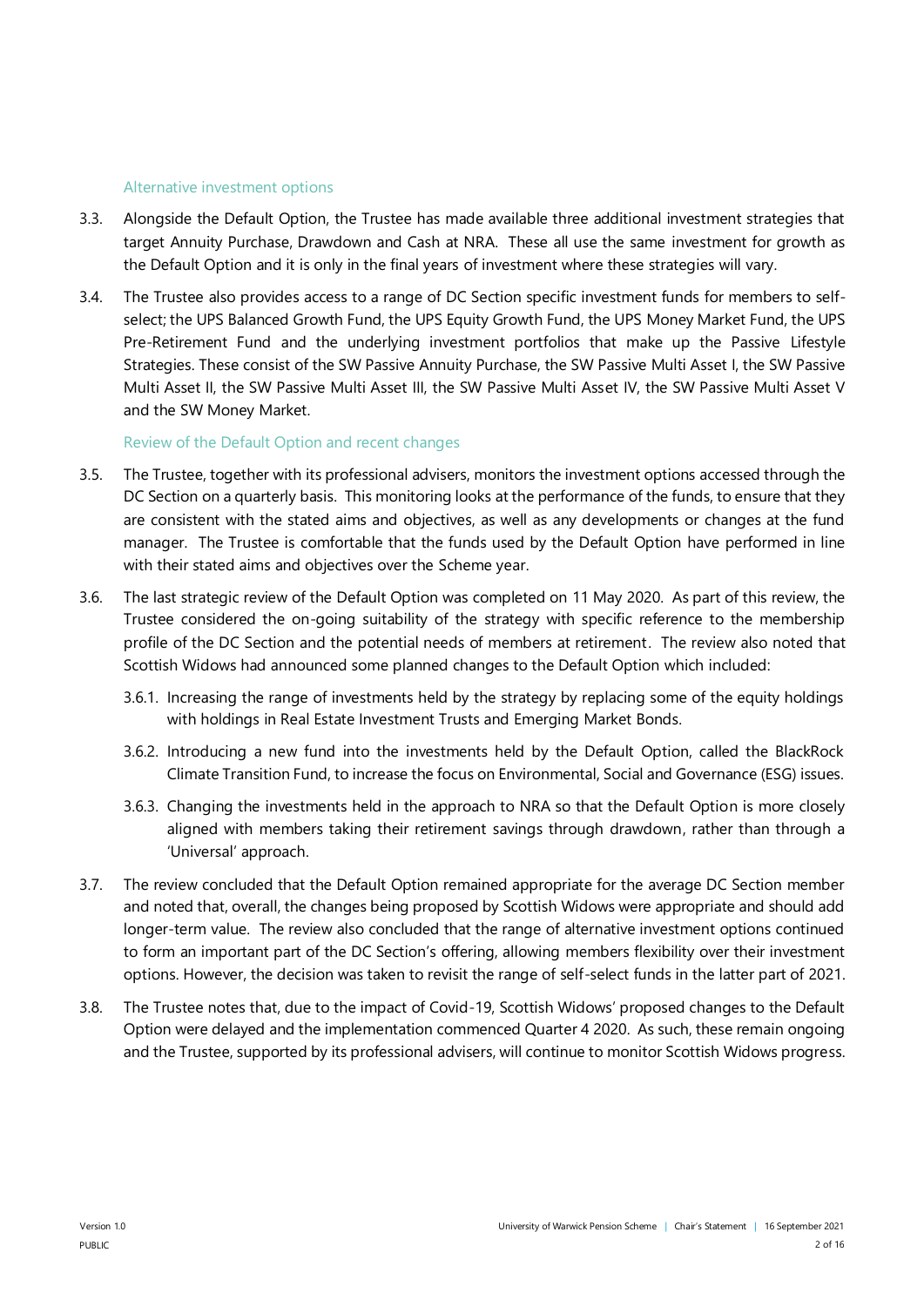### Alternative investment options

3.3. Alongside the Default Option, the Trustee has made available three additional investment strategies that target Annuity Purchase, Drawdown and Cash at NRA. These all use the same investment for growth as the Default Option and it is only in the final years of investment where these strategies will vary.

3.4. The Trustee also provides access to a range of DC Section specific investment funds for members to self-select; the UPS Balanced Growth Fund, the UPS Equity Growth Fund, the UPS Money Market Fund, the UPS Pre-Retirement Fund and the underlying investment portfolios that make up the Passive Lifestyle Strategies. These consist of the SW Passive Annuity Purchase, the SW Passive Multi Asset I, the SW Passive Multi Asset II, the SW Passive Multi Asset III, the SW Passive Multi Asset IV, the SW Passive Multi Asset V and the SW Money Market.

### Review of the Default Option and recent changes

3.5. The Trustee, together with its professional advisers, monitors the investment options accessed through the DC Section on a quarterly basis. This monitoring looks at the performance of the funds, to ensure that they are consistent with the stated aims and objectives, as well as any developments or changes at the fund manager. The Trustee is comfortable that the funds used by the Default Option have performed in line with their stated aims and objectives over the Scheme year.

3.6. The last strategic review of the Default Option was completed on 11 May 2020. As part of this review, the Trustee considered the on-going suitability of the strategy with specific reference to the membership profile of the DC Section and the potential needs of members at retirement. The review also noted that Scottish Widows had announced some planned changes to the Default Option which included:

- 3.6.1. Increasing the range of investments held by the strategy by replacing some of the equity holdings with holdings in Real Estate Investment Trusts and Emerging Market Bonds.
- 3.6.2. Introducing a new fund into the investments held by the Default Option, called the BlackRock Climate Transition Fund, to increase the focus on Environmental, Social and Governance (ESG) issues.
- 3.6.3. Changing the investments held in the approach to NRA so that the Default Option is more closely aligned with members taking their retirement savings through drawdown, rather than through a 'Universal' approach.

3.7. The review concluded that the Default Option remained appropriate for the average DC Section member and noted that, overall, the changes being proposed by Scottish Widows were appropriate and should add longer-term value. The review also concluded that the range of alternative investment options continued to form an important part of the DC Section's offering, allowing members flexibility over their investment options. However, the decision was taken to revisit the range of self-select funds in the latter part of 2021.

3.8. The Trustee notes that, due to the impact of Covid-19, Scottish Widows' proposed changes to the Default Option were delayed and the implementation commenced Quarter 4 2020. As such, these remain ongoing and the Trustee, supported by its professional advisers, will continue to monitor Scottish Widows progress.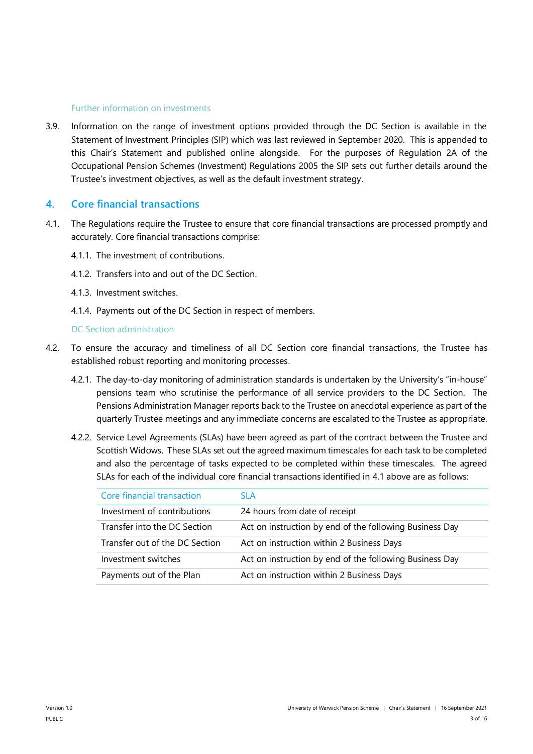### Further information on investments

3.9. Information on the range of investment options provided through the DC Section is available in the Statement of Investment Principles (SIP) which was last reviewed in September 2020. This is appended to this Chair's Statement and published online alongside. For the purposes of Regulation 2A of the Occupational Pension Schemes (Investment) Regulations 2005 the SIP sets out further details around the Trustee's investment objectives, as well as the default investment strategy.

## 4. Core financial transactions

4.1. The Regulations require the Trustee to ensure that core financial transactions are processed promptly and accurately. Core financial transactions comprise:

4.1.1. The investment of contributions.

4.1.2. Transfers into and out of the DC Section.

4.1.3. Investment switches.

4.1.4. Payments out of the DC Section in respect of members.

### DC Section administration

4.2. To ensure the accuracy and timeliness of all DC Section core financial transactions, the Trustee has established robust reporting and monitoring processes.

4.2.1. The day-to-day monitoring of administration standards is undertaken by the University's "in-house" pensions team who scrutinise the performance of all service providers to the DC Section. The Pensions Administration Manager reports back to the Trustee on anecdotal experience as part of the quarterly Trustee meetings and any immediate concerns are escalated to the Trustee as appropriate.

4.2.2. Service Level Agreements (SLAs) have been agreed as part of the contract between the Trustee and Scottish Widows. These SLAs set out the agreed maximum timescales for each task to be completed and also the percentage of tasks expected to be completed within these timescales. The agreed SLAs for each of the individual core financial transactions identified in 4.1 above are as follows:

| Core financial transaction | SLA |
|---|---|
| Investment of contributions | 24 hours from date of receipt |
| Transfer into the DC Section | Act on instruction by end of the following Business Day |
| Transfer out of the DC Section | Act on instruction within 2 Business Days |
| Investment switches | Act on instruction by end of the following Business Day |
| Payments out of the Plan | Act on instruction within 2 Business Days |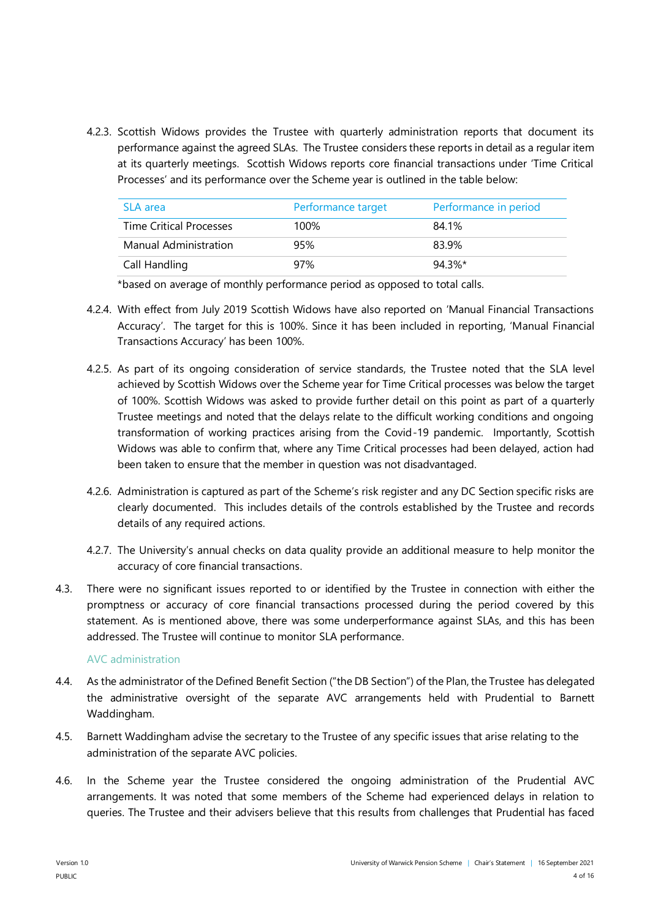4.2.3. Scottish Widows provides the Trustee with quarterly administration reports that document its performance against the agreed SLAs. The Trustee considers these reports in detail as a regular item at its quarterly meetings. Scottish Widows reports core financial transactions under 'Time Critical Processes' and its performance over the Scheme year is outlined in the table below:

| SLA area | Performance target | Performance in period |
|---|---|---|
| Time Critical Processes | 100% | 84.1% |
| Manual Administration | 95% | 83.9% |
| Call Handling | 97% | 94.3%* |

*based on average of monthly performance period as opposed to total calls.

4.2.4. With effect from July 2019 Scottish Widows have also reported on 'Manual Financial Transactions Accuracy'. The target for this is 100%. Since it has been included in reporting, 'Manual Financial Transactions Accuracy' has been 100%.

4.2.5. As part of its ongoing consideration of service standards, the Trustee noted that the SLA level achieved by Scottish Widows over the Scheme year for Time Critical processes was below the target of 100%. Scottish Widows was asked to provide further detail on this point as part of a quarterly Trustee meetings and noted that the delays relate to the difficult working conditions and ongoing transformation of working practices arising from the Covid-19 pandemic. Importantly, Scottish Widows was able to confirm that, where any Time Critical processes had been delayed, action had been taken to ensure that the member in question was not disadvantaged.

4.2.6. Administration is captured as part of the Scheme's risk register and any DC Section specific risks are clearly documented. This includes details of the controls established by the Trustee and records details of any required actions.

4.2.7. The University's annual checks on data quality provide an additional measure to help monitor the accuracy of core financial transactions.

4.3. There were no significant issues reported to or identified by the Trustee in connection with either the promptness or accuracy of core financial transactions processed during the period covered by this statement. As is mentioned above, there was some underperformance against SLAs, and this has been addressed. The Trustee will continue to monitor SLA performance.

### AVC administration

4.4. As the administrator of the Defined Benefit Section ("the DB Section") of the Plan, the Trustee has delegated the administrative oversight of the separate AVC arrangements held with Prudential to Barnett Waddingham.

4.5. Barnett Waddingham advise the secretary to the Trustee of any specific issues that arise relating to the administration of the separate AVC policies.

4.6. In the Scheme year the Trustee considered the ongoing administration of the Prudential AVC arrangements. It was noted that some members of the Scheme had experienced delays in relation to queries. The Trustee and their advisers believe that this results from challenges that Prudential has faced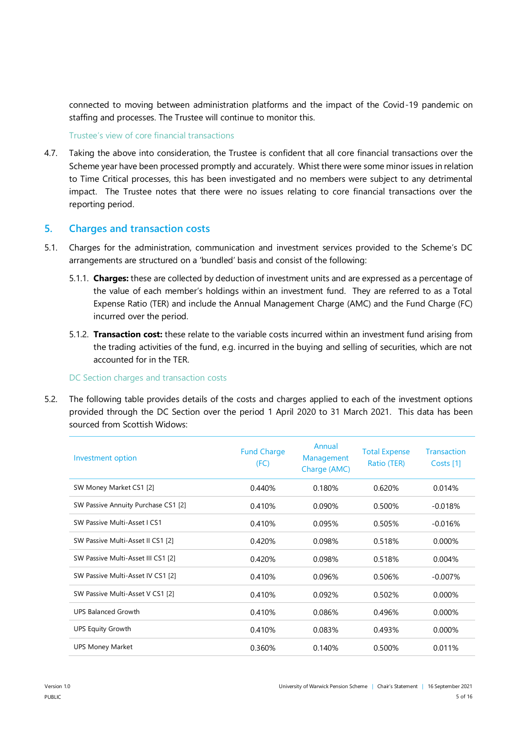connected to moving between administration platforms and the impact of the Covid-19 pandemic on staffing and processes. The Trustee will continue to monitor this.

Trustee's view of core financial transactions

4.7. Taking the above into consideration, the Trustee is confident that all core financial transactions over the Scheme year have been processed promptly and accurately. Whist there were some minor issues in relation to Time Critical processes, this has been investigated and no members were subject to any detrimental impact. The Trustee notes that there were no issues relating to core financial transactions over the reporting period.

## 5. Charges and transaction costs

5.1. Charges for the administration, communication and investment services provided to the Scheme's DC arrangements are structured on a 'bundled' basis and consist of the following:

5.1.1. **Charges:** these are collected by deduction of investment units and are expressed as a percentage of the value of each member's holdings within an investment fund. They are referred to as a Total Expense Ratio (TER) and include the Annual Management Charge (AMC) and the Fund Charge (FC) incurred over the period.

5.1.2. **Transaction cost:** these relate to the variable costs incurred within an investment fund arising from the trading activities of the fund, e.g. incurred in the buying and selling of securities, which are not accounted for in the TER.

DC Section charges and transaction costs

5.2. The following table provides details of the costs and charges applied to each of the investment options provided through the DC Section over the period 1 April 2020 to 31 March 2021. This data has been sourced from Scottish Widows:

| Investment option | Fund Charge (FC) | Annual Management Charge (AMC) | Total Expense Ratio (TER) | Transaction Costs [1] |
|---|---|---|---|---|
| SW Money Market CS1 [2] | 0.440% | 0.180% | 0.620% | 0.014% |
| SW Passive Annuity Purchase CS1 [2] | 0.410% | 0.090% | 0.500% | -0.018% |
| SW Passive Multi-Asset I CS1 | 0.410% | 0.095% | 0.505% | -0.016% |
| SW Passive Multi-Asset II CS1 [2] | 0.420% | 0.098% | 0.518% | 0.000% |
| SW Passive Multi-Asset III CS1 [2] | 0.420% | 0.098% | 0.518% | 0.004% |
| SW Passive Multi-Asset IV CS1 [2] | 0.410% | 0.096% | 0.506% | -0.007% |
| SW Passive Multi-Asset V CS1 [2] | 0.410% | 0.092% | 0.502% | 0.000% |
| UPS Balanced Growth | 0.410% | 0.086% | 0.496% | 0.000% |
| UPS Equity Growth | 0.410% | 0.083% | 0.493% | 0.000% |
| UPS Money Market | 0.360% | 0.140% | 0.500% | 0.011% |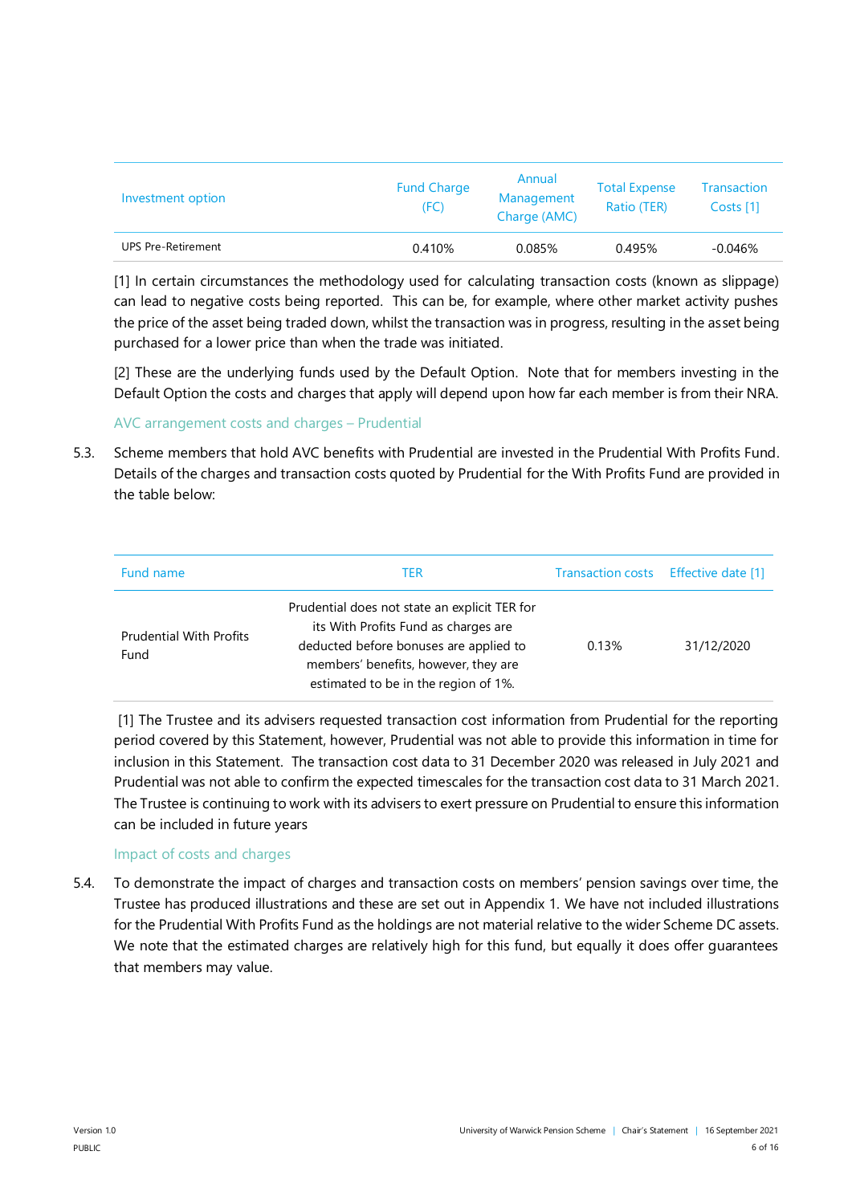| Investment option | Fund Charge (FC) | Annual Management Charge (AMC) | Total Expense Ratio (TER) | Transaction Costs [1] |
| --- | --- | --- | --- | --- |
| UPS Pre-Retirement | 0.410% | 0.085% | 0.495% | -0.046% |

[1] In certain circumstances the methodology used for calculating transaction costs (known as slippage) can lead to negative costs being reported. This can be, for example, where other market activity pushes the price of the asset being traded down, whilst the transaction was in progress, resulting in the asset being purchased for a lower price than when the trade was initiated.

[2] These are the underlying funds used by the Default Option. Note that for members investing in the Default Option the costs and charges that apply will depend upon how far each member is from their NRA.

### AVC arrangement costs and charges – Prudential

5.3. Scheme members that hold AVC benefits with Prudential are invested in the Prudential With Profits Fund. Details of the charges and transaction costs quoted by Prudential for the With Profits Fund are provided in the table below:

| Fund name | TER | Transaction costs | Effective date [1] |
| --- | --- | --- | --- |
| Prudential With Profits Fund | Prudential does not state an explicit TER for its With Profits Fund as charges are deducted before bonuses are applied to members' benefits, however, they are estimated to be in the region of 1%. | 0.13% | 31/12/2020 |

[1] The Trustee and its advisers requested transaction cost information from Prudential for the reporting period covered by this Statement, however, Prudential was not able to provide this information in time for inclusion in this Statement. The transaction cost data to 31 December 2020 was released in July 2021 and Prudential was not able to confirm the expected timescales for the transaction cost data to 31 March 2021. The Trustee is continuing to work with its advisers to exert pressure on Prudential to ensure this information can be included in future years

### Impact of costs and charges

5.4. To demonstrate the impact of charges and transaction costs on members' pension savings over time, the Trustee has produced illustrations and these are set out in Appendix 1. We have not included illustrations for the Prudential With Profits Fund as the holdings are not material relative to the wider Scheme DC assets. We note that the estimated charges are relatively high for this fund, but equally it does offer guarantees that members may value.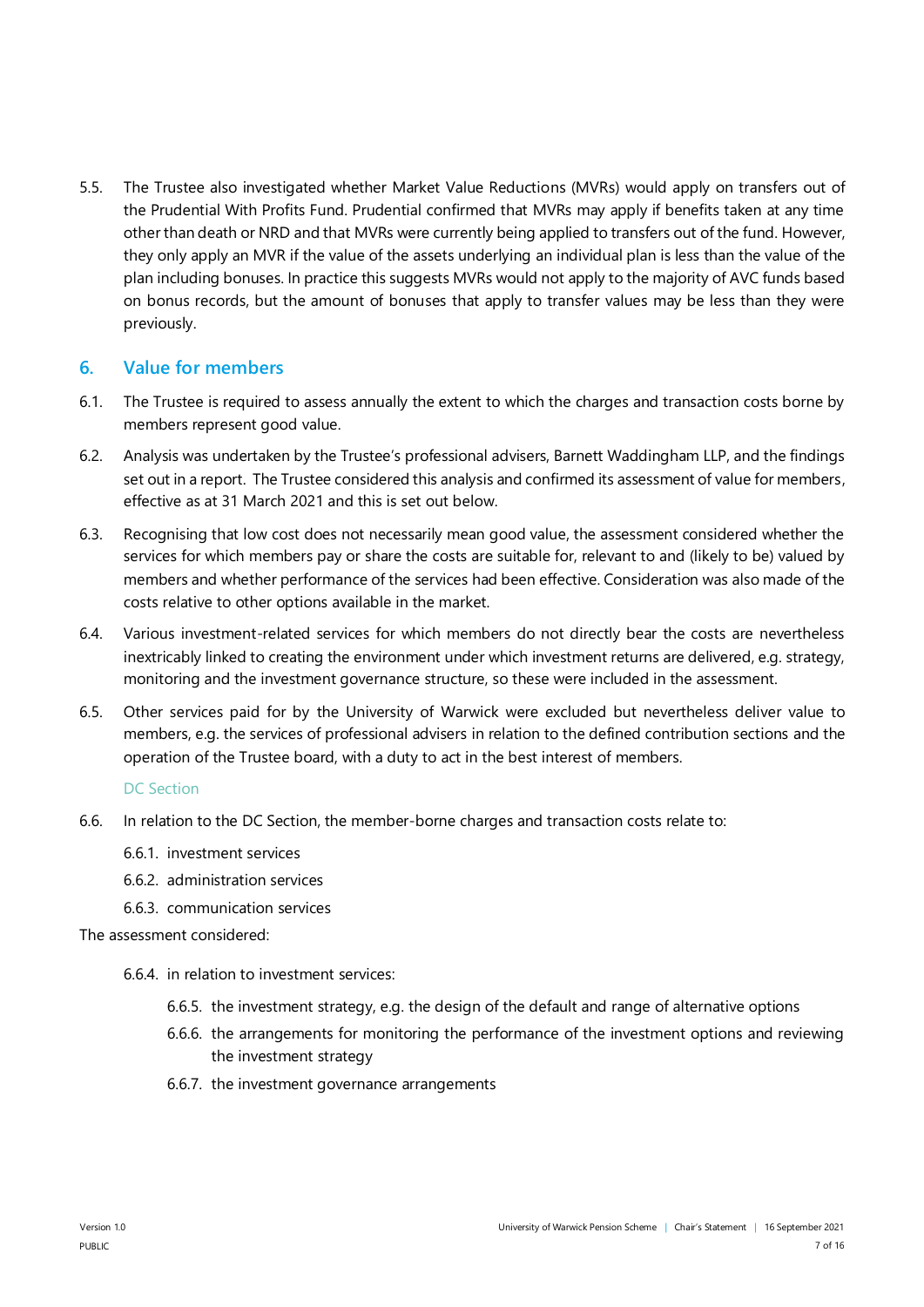5.5. The Trustee also investigated whether Market Value Reductions (MVRs) would apply on transfers out of the Prudential With Profits Fund. Prudential confirmed that MVRs may apply if benefits taken at any time other than death or NRD and that MVRs were currently being applied to transfers out of the fund. However, they only apply an MVR if the value of the assets underlying an individual plan is less than the value of the plan including bonuses. In practice this suggests MVRs would not apply to the majority of AVC funds based on bonus records, but the amount of bonuses that apply to transfer values may be less than they were previously.

## 6. Value for members

6.1. The Trustee is required to assess annually the extent to which the charges and transaction costs borne by members represent good value.

6.2. Analysis was undertaken by the Trustee's professional advisers, Barnett Waddingham LLP, and the findings set out in a report. The Trustee considered this analysis and confirmed its assessment of value for members, effective as at 31 March 2021 and this is set out below.

6.3. Recognising that low cost does not necessarily mean good value, the assessment considered whether the services for which members pay or share the costs are suitable for, relevant to and (likely to be) valued by members and whether performance of the services had been effective. Consideration was also made of the costs relative to other options available in the market.

6.4. Various investment-related services for which members do not directly bear the costs are nevertheless inextricably linked to creating the environment under which investment returns are delivered, e.g. strategy, monitoring and the investment governance structure, so these were included in the assessment.

6.5. Other services paid for by the University of Warwick were excluded but nevertheless deliver value to members, e.g. the services of professional advisers in relation to the defined contribution sections and the operation of the Trustee board, with a duty to act in the best interest of members.

### DC Section

6.6. In relation to the DC Section, the member-borne charges and transaction costs relate to:

- 6.6.1. investment services
- 6.6.2. administration services
- 6.6.3. communication services

The assessment considered:

- 6.6.4. in relation to investment services:
  - 6.6.5. the investment strategy, e.g. the design of the default and range of alternative options
  - 6.6.6. the arrangements for monitoring the performance of the investment options and reviewing the investment strategy
  - 6.6.7. the investment governance arrangements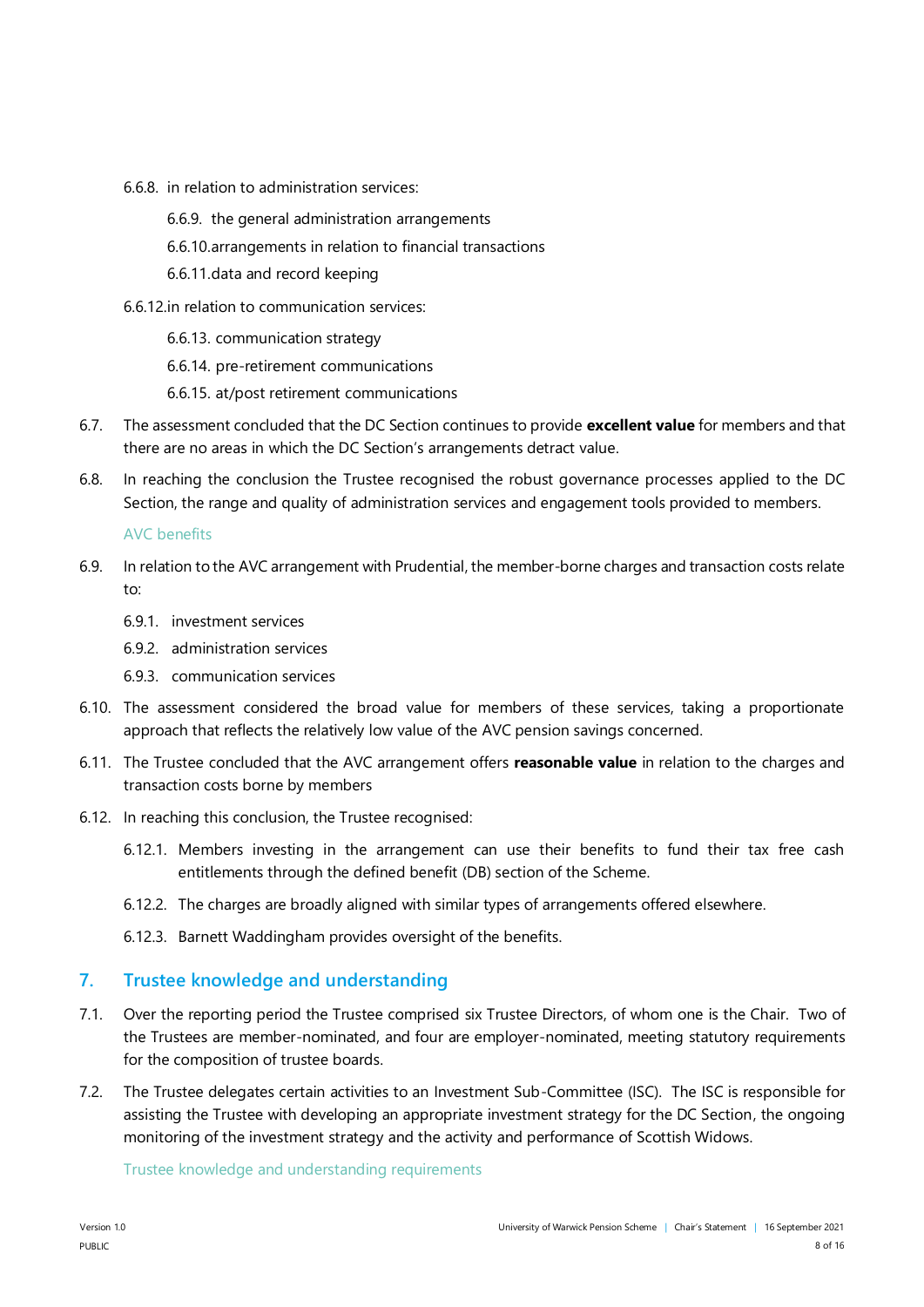6.6.8. in relation to administration services:

6.6.9. the general administration arrangements

6.6.10. arrangements in relation to financial transactions

6.6.11. data and record keeping

6.6.12. in relation to communication services:

6.6.13. communication strategy

6.6.14. pre-retirement communications

6.6.15. at/post retirement communications

6.7. The assessment concluded that the DC Section continues to provide **excellent value** for members and that there are no areas in which the DC Section's arrangements detract value.

6.8. In reaching the conclusion the Trustee recognised the robust governance processes applied to the DC Section, the range and quality of administration services and engagement tools provided to members.

### AVC benefits

6.9. In relation to the AVC arrangement with Prudential, the member-borne charges and transaction costs relate to:

6.9.1. investment services

6.9.2. administration services

6.9.3. communication services

6.10. The assessment considered the broad value for members of these services, taking a proportionate approach that reflects the relatively low value of the AVC pension savings concerned.

6.11. The Trustee concluded that the AVC arrangement offers **reasonable value** in relation to the charges and transaction costs borne by members

6.12. In reaching this conclusion, the Trustee recognised:

6.12.1. Members investing in the arrangement can use their benefits to fund their tax free cash entitlements through the defined benefit (DB) section of the Scheme.

6.12.2. The charges are broadly aligned with similar types of arrangements offered elsewhere.

6.12.3. Barnett Waddingham provides oversight of the benefits.

## 7. Trustee knowledge and understanding

7.1. Over the reporting period the Trustee comprised six Trustee Directors, of whom one is the Chair. Two of the Trustees are member-nominated, and four are employer-nominated, meeting statutory requirements for the composition of trustee boards.

7.2. The Trustee delegates certain activities to an Investment Sub-Committee (ISC). The ISC is responsible for assisting the Trustee with developing an appropriate investment strategy for the DC Section, the ongoing monitoring of the investment strategy and the activity and performance of Scottish Widows.

### Trustee knowledge and understanding requirements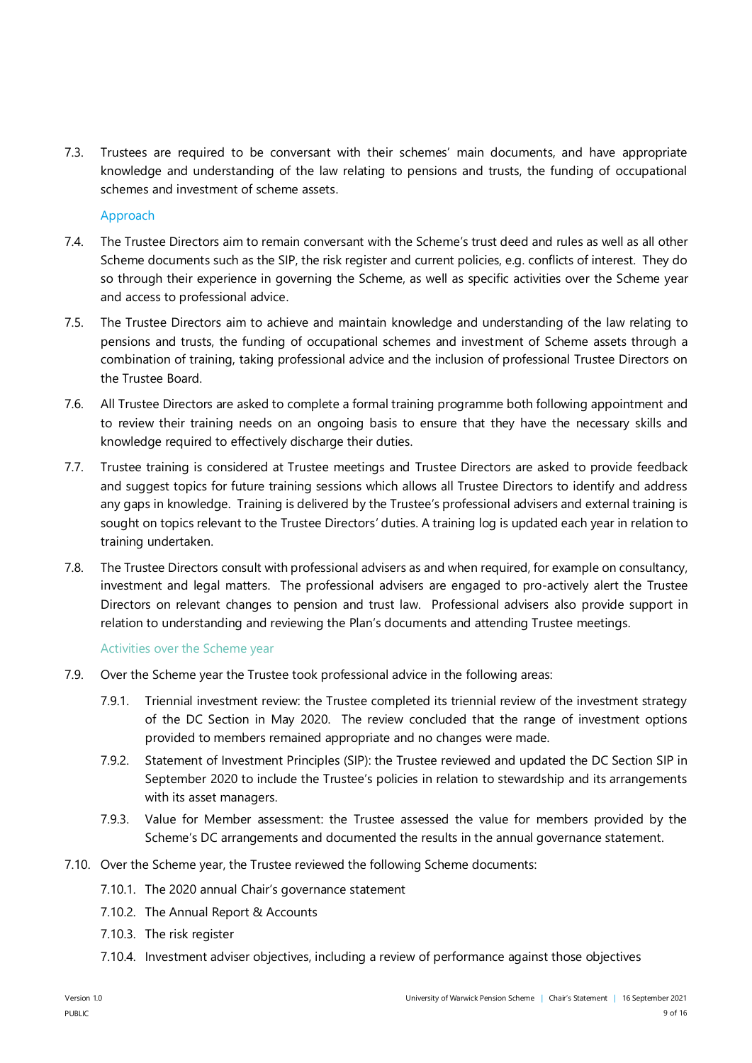7.3. Trustees are required to be conversant with their schemes' main documents, and have appropriate knowledge and understanding of the law relating to pensions and trusts, the funding of occupational schemes and investment of scheme assets.

### Approach

7.4. The Trustee Directors aim to remain conversant with the Scheme's trust deed and rules as well as all other Scheme documents such as the SIP, the risk register and current policies, e.g. conflicts of interest. They do so through their experience in governing the Scheme, as well as specific activities over the Scheme year and access to professional advice.

7.5. The Trustee Directors aim to achieve and maintain knowledge and understanding of the law relating to pensions and trusts, the funding of occupational schemes and investment of Scheme assets through a combination of training, taking professional advice and the inclusion of professional Trustee Directors on the Trustee Board.

7.6. All Trustee Directors are asked to complete a formal training programme both following appointment and to review their training needs on an ongoing basis to ensure that they have the necessary skills and knowledge required to effectively discharge their duties.

7.7. Trustee training is considered at Trustee meetings and Trustee Directors are asked to provide feedback and suggest topics for future training sessions which allows all Trustee Directors to identify and address any gaps in knowledge. Training is delivered by the Trustee's professional advisers and external training is sought on topics relevant to the Trustee Directors' duties. A training log is updated each year in relation to training undertaken.

7.8. The Trustee Directors consult with professional advisers as and when required, for example on consultancy, investment and legal matters. The professional advisers are engaged to pro-actively alert the Trustee Directors on relevant changes to pension and trust law. Professional advisers also provide support in relation to understanding and reviewing the Plan's documents and attending Trustee meetings.

### Activities over the Scheme year

7.9. Over the Scheme year the Trustee took professional advice in the following areas:

7.9.1. Triennial investment review: the Trustee completed its triennial review of the investment strategy of the DC Section in May 2020. The review concluded that the range of investment options provided to members remained appropriate and no changes were made.

7.9.2. Statement of Investment Principles (SIP): the Trustee reviewed and updated the DC Section SIP in September 2020 to include the Trustee's policies in relation to stewardship and its arrangements with its asset managers.

7.9.3. Value for Member assessment: the Trustee assessed the value for members provided by the Scheme's DC arrangements and documented the results in the annual governance statement.

7.10. Over the Scheme year, the Trustee reviewed the following Scheme documents:

7.10.1. The 2020 annual Chair's governance statement

7.10.2. The Annual Report & Accounts

7.10.3. The risk register

7.10.4. Investment adviser objectives, including a review of performance against those objectives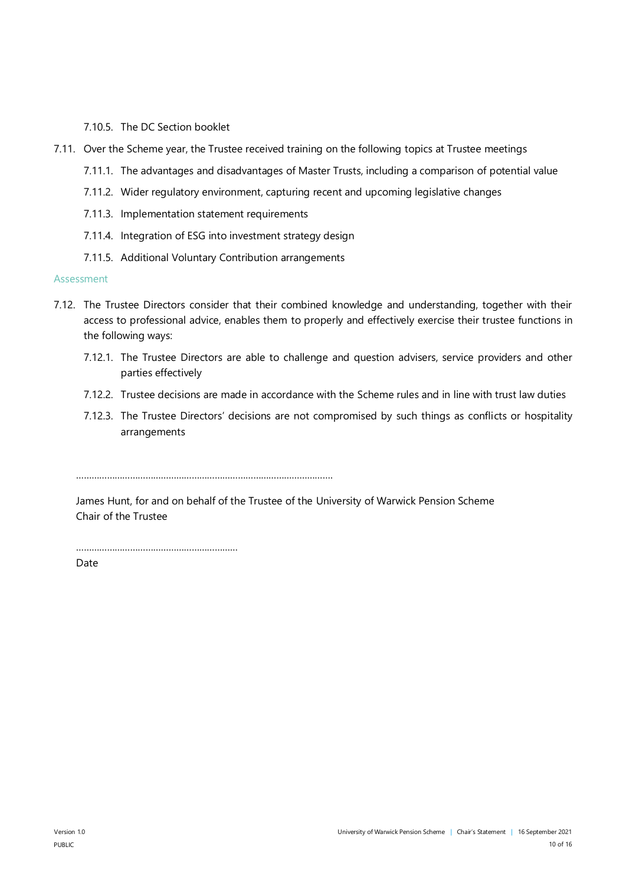7.10.5. The DC Section booklet

7.11. Over the Scheme year, the Trustee received training on the following topics at Trustee meetings

7.11.1. The advantages and disadvantages of Master Trusts, including a comparison of potential value

7.11.2. Wider regulatory environment, capturing recent and upcoming legislative changes

7.11.3. Implementation statement requirements

7.11.4. Integration of ESG into investment strategy design

7.11.5. Additional Voluntary Contribution arrangements

### Assessment

7.12. The Trustee Directors consider that their combined knowledge and understanding, together with their access to professional advice, enables them to properly and effectively exercise their trustee functions in the following ways:

7.12.1. The Trustee Directors are able to challenge and question advisers, service providers and other parties effectively

7.12.2. Trustee decisions are made in accordance with the Scheme rules and in line with trust law duties

7.12.3. The Trustee Directors' decisions are not compromised by such things as conflicts or hospitality arrangements

..................................................................................................

James Hunt, for and on behalf of the Trustee of the University of Warwick Pension Scheme
Chair of the Trustee

..............................................................

Date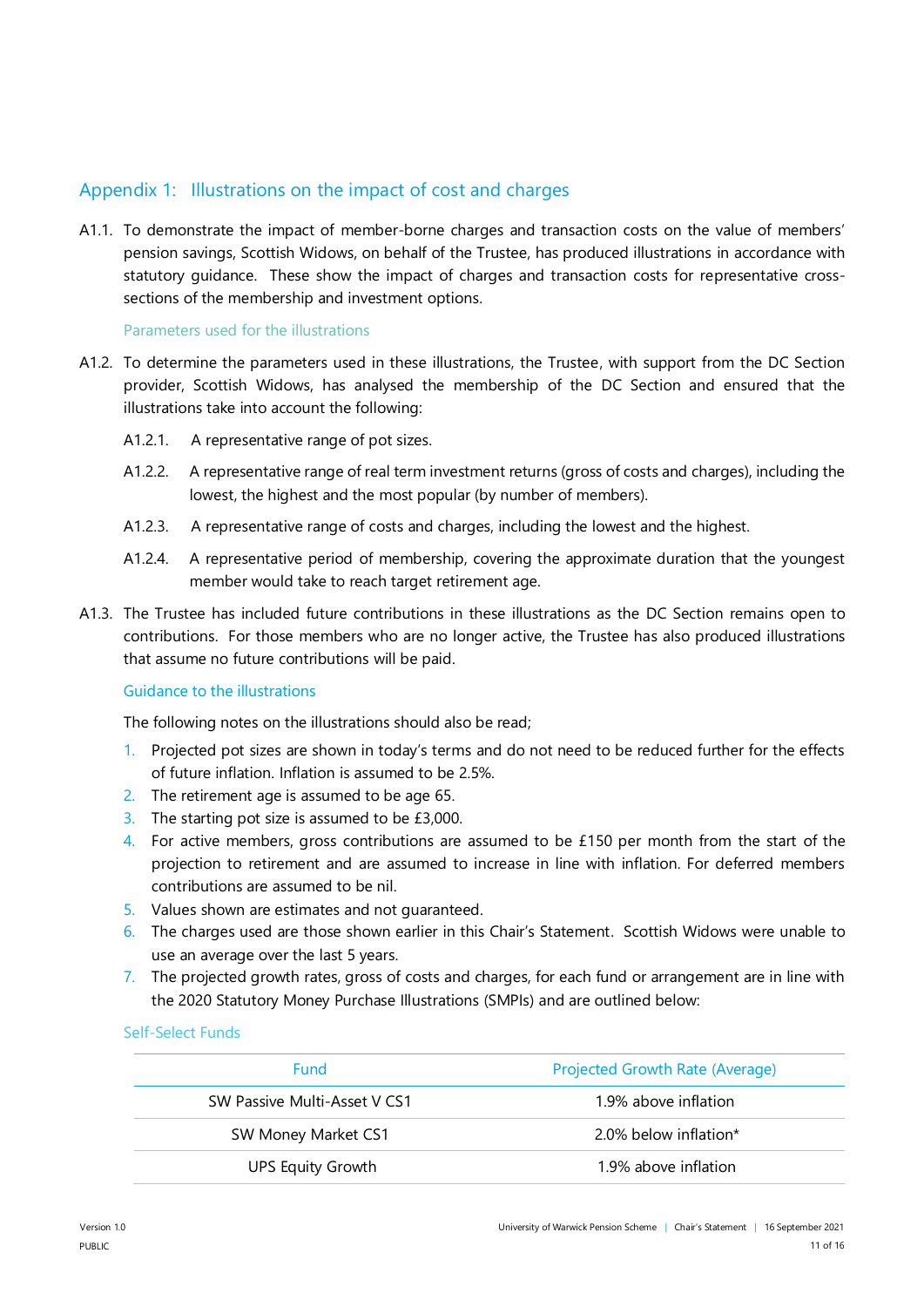## Appendix 1: Illustrations on the impact of cost and charges

A1.1. To demonstrate the impact of member-borne charges and transaction costs on the value of members' pension savings, Scottish Widows, on behalf of the Trustee, has produced illustrations in accordance with statutory guidance. These show the impact of charges and transaction costs for representative cross-sections of the membership and investment options.

### Parameters used for the illustrations

A1.2. To determine the parameters used in these illustrations, the Trustee, with support from the DC Section provider, Scottish Widows, has analysed the membership of the DC Section and ensured that the illustrations take into account the following:

A1.2.1. A representative range of pot sizes.

A1.2.2. A representative range of real term investment returns (gross of costs and charges), including the lowest, the highest and the most popular (by number of members).

A1.2.3. A representative range of costs and charges, including the lowest and the highest.

A1.2.4. A representative period of membership, covering the approximate duration that the youngest member would take to reach target retirement age.

A1.3. The Trustee has included future contributions in these illustrations as the DC Section remains open to contributions. For those members who are no longer active, the Trustee has also produced illustrations that assume no future contributions will be paid.

### Guidance to the illustrations

The following notes on the illustrations should also be read;

1. Projected pot sizes are shown in today's terms and do not need to be reduced further for the effects of future inflation. Inflation is assumed to be 2.5%.
2. The retirement age is assumed to be age 65.
3. The starting pot size is assumed to be £3,000.
4. For active members, gross contributions are assumed to be £150 per month from the start of the projection to retirement and are assumed to increase in line with inflation. For deferred members contributions are assumed to be nil.
5. Values shown are estimates and not guaranteed.
6. The charges used are those shown earlier in this Chair's Statement. Scottish Widows were unable to use an average over the last 5 years.
7. The projected growth rates, gross of costs and charges, for each fund or arrangement are in line with the 2020 Statutory Money Purchase Illustrations (SMPIs) and are outlined below:

### Self-Select Funds

| Fund | Projected Growth Rate (Average) |
|---|---|
| SW Passive Multi-Asset V CS1 | 1.9% above inflation |
| SW Money Market CS1 | 2.0% below inflation* |
| UPS Equity Growth | 1.9% above inflation |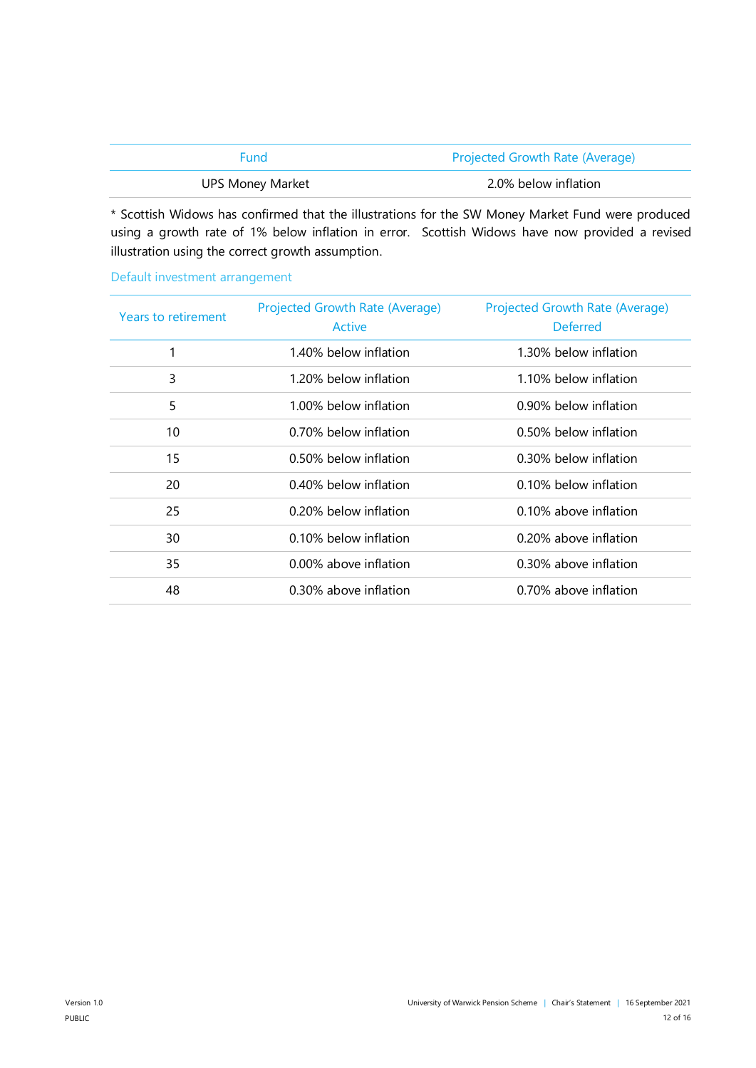| Fund | Projected Growth Rate (Average) |
| --- | --- |
| UPS Money Market | 2.0% below inflation |

* Scottish Widows has confirmed that the illustrations for the SW Money Market Fund were produced using a growth rate of 1% below inflation in error. Scottish Widows have now provided a revised illustration using the correct growth assumption.

### Default investment arrangement

| Years to retirement | Projected Growth Rate (Average) Active | Projected Growth Rate (Average) Deferred |
| --- | --- | --- |
| 1 | 1.40% below inflation | 1.30% below inflation |
| 3 | 1.20% below inflation | 1.10% below inflation |
| 5 | 1.00% below inflation | 0.90% below inflation |
| 10 | 0.70% below inflation | 0.50% below inflation |
| 15 | 0.50% below inflation | 0.30% below inflation |
| 20 | 0.40% below inflation | 0.10% below inflation |
| 25 | 0.20% below inflation | 0.10% above inflation |
| 30 | 0.10% below inflation | 0.20% above inflation |
| 35 | 0.00% above inflation | 0.30% above inflation |
| 48 | 0.30% above inflation | 0.70% above inflation |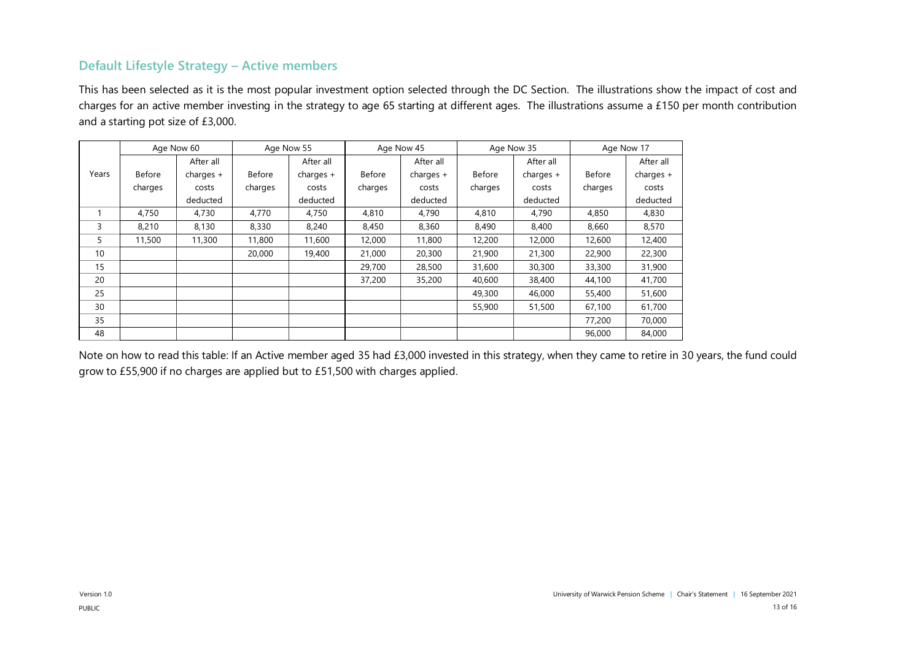## Default Lifestyle Strategy – Active members

This has been selected as it is the most popular investment option selected through the DC Section. The illustrations show the impact of cost and charges for an active member investing in the strategy to age 65 starting at different ages. The illustrations assume a £150 per month contribution and a starting pot size of £3,000.

| Years | Age Now 60 | | Age Now 55 | | Age Now 45 | | Age Now 35 | | Age Now 17 | |
|---|---|---|---|---|---|---|---|---|---|---|
| | Before charges | After all charges + costs deducted | Before charges | After all charges + costs deducted | Before charges | After all charges + costs deducted | Before charges | After all charges + costs deducted | Before charges | After all charges + costs deducted |
| 1 | 4,750 | 4,730 | 4,770 | 4,750 | 4,810 | 4,790 | 4,810 | 4,790 | 4,850 | 4,830 |
| 3 | 8,210 | 8,130 | 8,330 | 8,240 | 8,450 | 8,360 | 8,490 | 8,400 | 8,660 | 8,570 |
| 5 | 11,500 | 11,300 | 11,800 | 11,600 | 12,000 | 11,800 | 12,200 | 12,000 | 12,600 | 12,400 |
| 10 | | | 20,000 | 19,400 | 21,000 | 20,300 | 21,900 | 21,300 | 22,900 | 22,300 |
| 15 | | | | | 29,700 | 28,500 | 31,600 | 30,300 | 33,300 | 31,900 |
| 20 | | | | | 37,200 | 35,200 | 40,600 | 38,400 | 44,100 | 41,700 |
| 25 | | | | | | | 49,300 | 46,000 | 55,400 | 51,600 |
| 30 | | | | | | | 55,900 | 51,500 | 67,100 | 61,700 |
| 35 | | | | | | | | | 77,200 | 70,000 |
| 48 | | | | | | | | | 96,000 | 84,000 |

Note on how to read this table: If an Active member aged 35 had £3,000 invested in this strategy, when they came to retire in 30 years, the fund could grow to £55,900 if no charges are applied but to £51,500 with charges applied.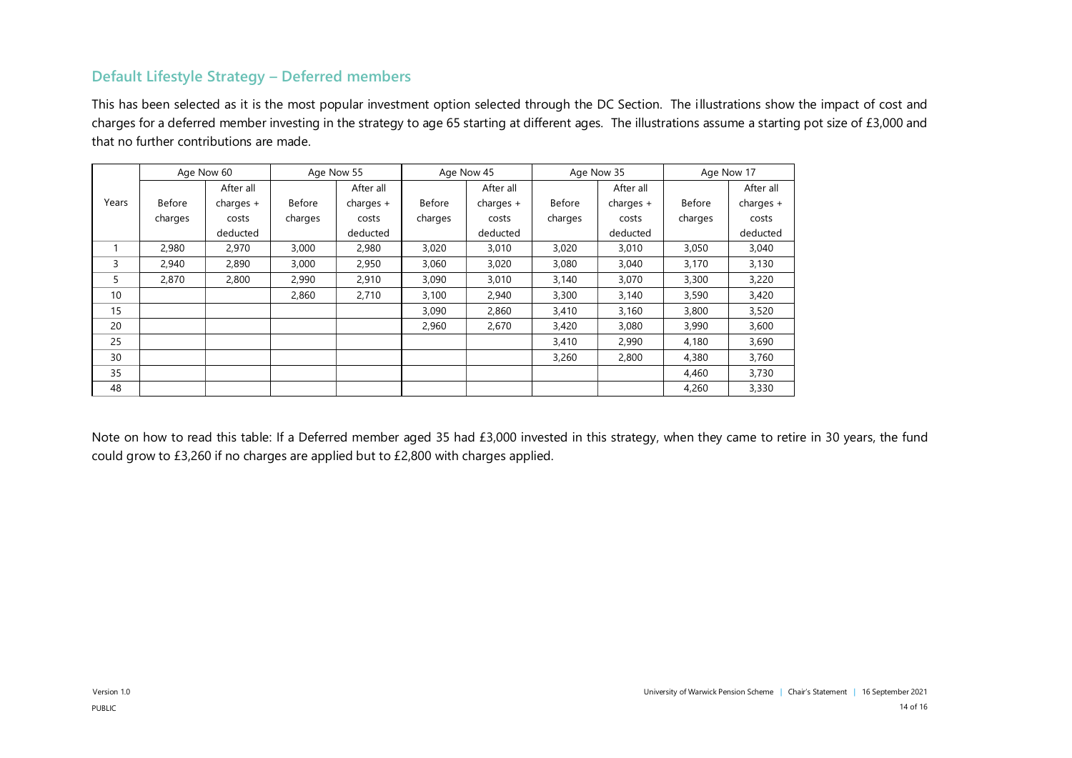## Default Lifestyle Strategy – Deferred members

This has been selected as it is the most popular investment option selected through the DC Section. The illustrations show the impact of cost and charges for a deferred member investing in the strategy to age 65 starting at different ages. The illustrations assume a starting pot size of £3,000 and that no further contributions are made.

| | Age Now 60 | | Age Now 55 | | Age Now 45 | | Age Now 35 | | Age Now 17 | |
|---|---|---|---|---|---|---|---|---|---|---|
| Years | Before charges | After all charges + costs deducted | Before charges | After all charges + costs deducted | Before charges | After all charges + costs deducted | Before charges | After all charges + costs deducted | Before charges | After all charges + costs deducted |
| 1 | 2,980 | 2,970 | 3,000 | 2,980 | 3,020 | 3,010 | 3,020 | 3,010 | 3,050 | 3,040 |
| 3 | 2,940 | 2,890 | 3,000 | 2,950 | 3,060 | 3,020 | 3,080 | 3,040 | 3,170 | 3,130 |
| 5 | 2,870 | 2,800 | 2,990 | 2,910 | 3,090 | 3,010 | 3,140 | 3,070 | 3,300 | 3,220 |
| 10 | | | 2,860 | 2,710 | 3,100 | 2,940 | 3,300 | 3,140 | 3,590 | 3,420 |
| 15 | | | | | 3,090 | 2,860 | 3,410 | 3,160 | 3,800 | 3,520 |
| 20 | | | | | 2,960 | 2,670 | 3,420 | 3,080 | 3,990 | 3,600 |
| 25 | | | | | | | 3,410 | 2,990 | 4,180 | 3,690 |
| 30 | | | | | | | 3,260 | 2,800 | 4,380 | 3,760 |
| 35 | | | | | | | | | 4,460 | 3,730 |
| 48 | | | | | | | | | 4,260 | 3,330 |

Note on how to read this table: If a Deferred member aged 35 had £3,000 invested in this strategy, when they came to retire in 30 years, the fund could grow to £3,260 if no charges are applied but to £2,800 with charges applied.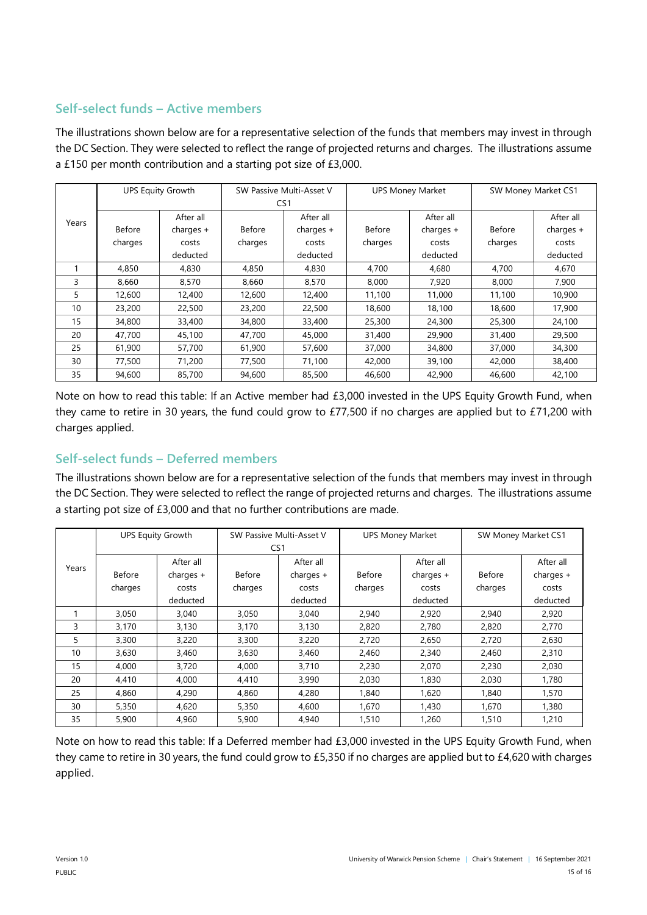## Self-select funds – Active members

The illustrations shown below are for a representative selection of the funds that members may invest in through the DC Section. They were selected to reflect the range of projected returns and charges. The illustrations assume a £150 per month contribution and a starting pot size of £3,000.

| Years | UPS Equity Growth | | SW Passive Multi-Asset V CS1 | | UPS Money Market | | SW Money Market CS1 | |
|---|---|---|---|---|---|---|---|---|
| | Before charges | After all charges + costs deducted | Before charges | After all charges + costs deducted | Before charges | After all charges + costs deducted | Before charges | After all charges + costs deducted |
| 1 | 4,850 | 4,830 | 4,850 | 4,830 | 4,700 | 4,680 | 4,700 | 4,670 |
| 3 | 8,660 | 8,570 | 8,660 | 8,570 | 8,000 | 7,920 | 8,000 | 7,900 |
| 5 | 12,600 | 12,400 | 12,600 | 12,400 | 11,100 | 11,000 | 11,100 | 10,900 |
| 10 | 23,200 | 22,500 | 23,200 | 22,500 | 18,600 | 18,100 | 18,600 | 17,900 |
| 15 | 34,800 | 33,400 | 34,800 | 33,400 | 25,300 | 24,300 | 25,300 | 24,100 |
| 20 | 47,700 | 45,100 | 47,700 | 45,000 | 31,400 | 29,900 | 31,400 | 29,500 |
| 25 | 61,900 | 57,700 | 61,900 | 57,600 | 37,000 | 34,800 | 37,000 | 34,300 |
| 30 | 77,500 | 71,200 | 77,500 | 71,100 | 42,000 | 39,100 | 42,000 | 38,400 |
| 35 | 94,600 | 85,700 | 94,600 | 85,500 | 46,600 | 42,900 | 46,600 | 42,100 |

Note on how to read this table: If an Active member had £3,000 invested in the UPS Equity Growth Fund, when they came to retire in 30 years, the fund could grow to £77,500 if no charges are applied but to £71,200 with charges applied.

## Self-select funds – Deferred members

The illustrations shown below are for a representative selection of the funds that members may invest in through the DC Section. They were selected to reflect the range of projected returns and charges. The illustrations assume a starting pot size of £3,000 and that no further contributions are made.

| Years | UPS Equity Growth | | SW Passive Multi-Asset V CS1 | | UPS Money Market | | SW Money Market CS1 | |
|---|---|---|---|---|---|---|---|---|
| | Before charges | After all charges + costs deducted | Before charges | After all charges + costs deducted | Before charges | After all charges + costs deducted | Before charges | After all charges + costs deducted |
| 1 | 3,050 | 3,040 | 3,050 | 3,040 | 2,940 | 2,920 | 2,940 | 2,920 |
| 3 | 3,170 | 3,130 | 3,170 | 3,130 | 2,820 | 2,780 | 2,820 | 2,770 |
| 5 | 3,300 | 3,220 | 3,300 | 3,220 | 2,720 | 2,650 | 2,720 | 2,630 |
| 10 | 3,630 | 3,460 | 3,630 | 3,460 | 2,460 | 2,340 | 2,460 | 2,310 |
| 15 | 4,000 | 3,720 | 4,000 | 3,710 | 2,230 | 2,070 | 2,230 | 2,030 |
| 20 | 4,410 | 4,000 | 4,410 | 3,990 | 2,030 | 1,830 | 2,030 | 1,780 |
| 25 | 4,860 | 4,290 | 4,860 | 4,280 | 1,840 | 1,620 | 1,840 | 1,570 |
| 30 | 5,350 | 4,620 | 5,350 | 4,600 | 1,670 | 1,430 | 1,670 | 1,380 |
| 35 | 5,900 | 4,960 | 5,900 | 4,940 | 1,510 | 1,260 | 1,510 | 1,210 |

Note on how to read this table: If a Deferred member had £3,000 invested in the UPS Equity Growth Fund, when they came to retire in 30 years, the fund could grow to £5,350 if no charges are applied but to £4,620 with charges applied.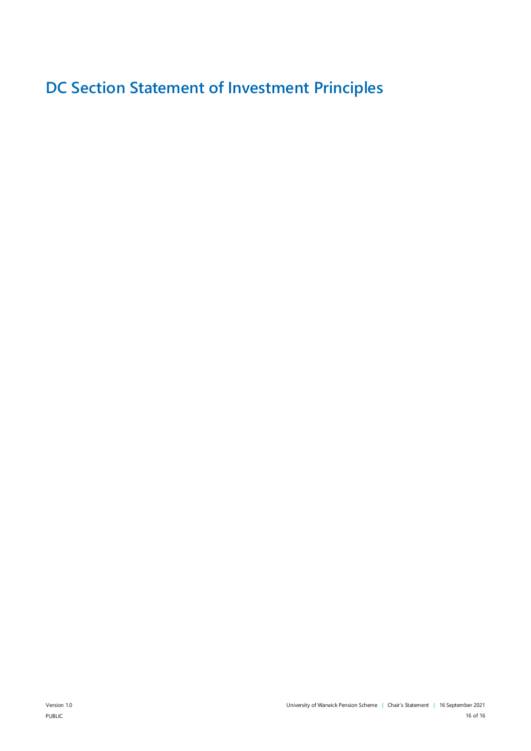# DC Section Statement of Investment Principles